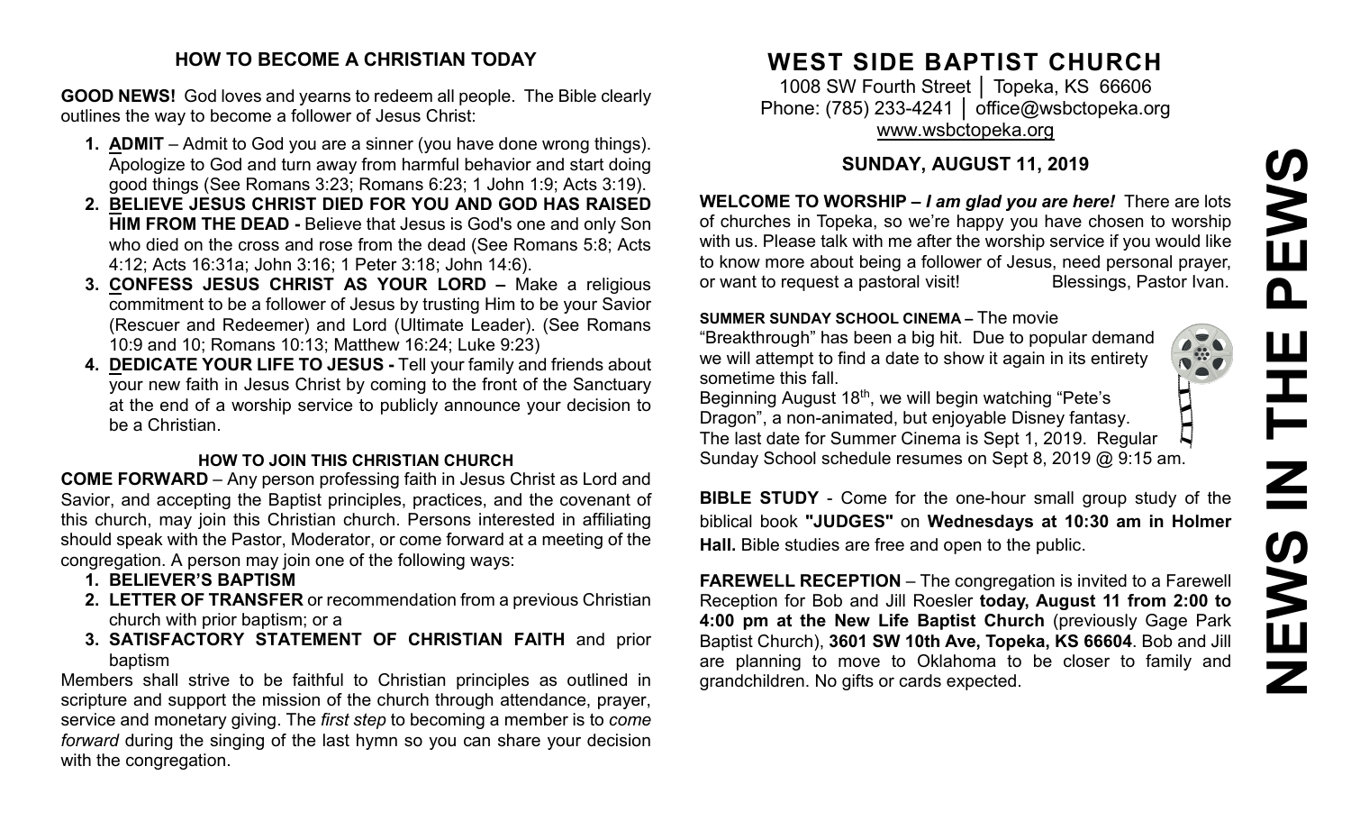### HOW TO BECOME A CHRISTIAN TODAY

**GOOD NEWS!** God loves and yearns to redeem all people. The Bible clearly outlines the way to become a follower of Jesus Christ:

1. **ADMIT** – Admit to God you are a sinner (you have done wrong things). Apologize to God and turn away from harmful behavior and start doing good things (See Romans 3:23; Romans 6:23; 1 John 1:9; Acts 3:19).
2. **BELIEVE JESUS CHRIST DIED FOR YOU AND GOD HAS RAISED HIM FROM THE DEAD -** Believe that Jesus is God's one and only Son who died on the cross and rose from the dead (See Romans 5:8; Acts 4:12; Acts 16:31a; John 3:16; 1 Peter 3:18; John 14:6).
3. **CONFESS JESUS CHRIST AS YOUR LORD –** Make a religious commitment to be a follower of Jesus by trusting Him to be your Savior (Rescuer and Redeemer) and Lord (Ultimate Leader). (See Romans 10:9 and 10; Romans 10:13; Matthew 16:24; Luke 9:23)
4. **DEDICATE YOUR LIFE TO JESUS -** Tell your family and friends about your new faith in Jesus Christ by coming to the front of the Sanctuary at the end of a worship service to publicly announce your decision to be a Christian.

#### HOW TO JOIN THIS CHRISTIAN CHURCH

**COME FORWARD** – Any person professing faith in Jesus Christ as Lord and Savior, and accepting the Baptist principles, practices, and the covenant of this church, may join this Christian church. Persons interested in affiliating should speak with the Pastor, Moderator, or come forward at a meeting of the congregation. A person may join one of the following ways:

1. **BELIEVER'S BAPTISM**
2. **LETTER OF TRANSFER** or recommendation from a previous Christian church with prior baptism; or a
3. **SATISFACTORY STATEMENT OF CHRISTIAN FAITH** and prior baptism

Members shall strive to be faithful to Christian principles as outlined in scripture and support the mission of the church through attendance, prayer, service and monetary giving. The *first step* to becoming a member is to *come forward* during the singing of the last hymn so you can share your decision with the congregation.

# WEST SIDE BAPTIST CHURCH

1008 SW Fourth Street │ Topeka, KS 66606
Phone: (785) 233-4241 │ office@wsbctopeka.org
www.wsbctopeka.org

## SUNDAY, AUGUST 11, 2019

# NEWS IN THE PEWS

**WELCOME TO WORSHIP –** ***I am glad you are here!*** There are lots of churches in Topeka, so we're happy you have chosen to worship with us. Please talk with me after the worship service if you would like to know more about being a follower of Jesus, need personal prayer, or want to request a pastoral visit! Blessings, Pastor Ivan.

**SUMMER SUNDAY SCHOOL CINEMA –** The movie "Breakthrough" has been a big hit. Due to popular demand we will attempt to find a date to show it again in its entirety sometime this fall.
Beginning August 18th, we will begin watching "Pete's Dragon", a non-animated, but enjoyable Disney fantasy. The last date for Summer Cinema is Sept 1, 2019. Regular Sunday School schedule resumes on Sept 8, 2019 @ 9:15 am.

**BIBLE STUDY** - Come for the one-hour small group study of the biblical book **"JUDGES"** on **Wednesdays at 10:30 am in Holmer Hall.** Bible studies are free and open to the public.

**FAREWELL RECEPTION** – The congregation is invited to a Farewell Reception for Bob and Jill Roesler **today, August 11 from 2:00 to 4:00 pm at the New Life Baptist Church** (previously Gage Park Baptist Church), **3601 SW 10th Ave, Topeka, KS 66604**. Bob and Jill are planning to move to Oklahoma to be closer to family and grandchildren. No gifts or cards expected.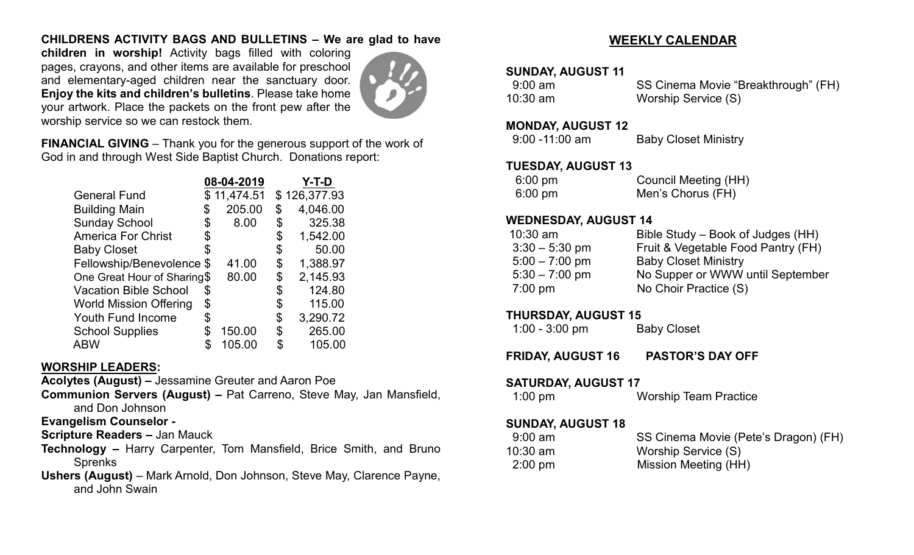**CHILDRENS ACTIVITY BAGS AND BULLETINS – We are glad to have children in worship!** Activity bags filled with coloring pages, crayons, and other items are available for preschool and elementary-aged children near the sanctuary door. **Enjoy the kits and children's bulletins**. Please take home your artwork. Place the packets on the front pew after the worship service so we can restock them.

**FINANCIAL GIVING** – Thank you for the generous support of the work of God in and through West Side Baptist Church. Donations report:

| | 08-04-2019 | Y-T-D |
|---|---|---|
| General Fund | $ 11,474.51 | $ 126,377.93 |
| Building Main | $ 205.00 | $ 4,046.00 |
| Sunday School | $ 8.00 | $ 325.38 |
| America For Christ | $ | $ 1,542.00 |
| Baby Closet | $ | $ 50.00 |
| Fellowship/Benevolence | $ 41.00 | $ 1,388.97 |
| One Great Hour of Sharing | $ 80.00 | $ 2,145.93 |
| Vacation Bible School | $ | $ 124.80 |
| World Mission Offering | $ | $ 115.00 |
| Youth Fund Income | $ | $ 3,290.72 |
| School Supplies | $ 150.00 | $ 265.00 |
| ABW | $ 105.00 | $ 105.00 |

**WORSHIP LEADERS:**

**Acolytes (August) –** Jessamine Greuter and Aaron Poe

**Communion Servers (August) –** Pat Carreno, Steve May, Jan Mansfield, and Don Johnson

**Evangelism Counselor -**

**Scripture Readers –** Jan Mauck

**Technology –** Harry Carpenter, Tom Mansfield, Brice Smith, and Bruno Sprenks

**Ushers (August)** – Mark Arnold, Don Johnson, Steve May, Clarence Payne, and John Swain

## WEEKLY CALENDAR

**SUNDAY, AUGUST 11**

| | |
|---|---|
| 9:00 am | SS Cinema Movie "Breakthrough" (FH) |
| 10:30 am | Worship Service (S) |

**MONDAY, AUGUST 12**

| | |
|---|---|
| 9:00 -11:00 am | Baby Closet Ministry |

**TUESDAY, AUGUST 13**

| | |
|---|---|
| 6:00 pm | Council Meeting (HH) |
| 6:00 pm | Men's Chorus (FH) |

**WEDNESDAY, AUGUST 14**

| | |
|---|---|
| 10:30 am | Bible Study – Book of Judges (HH) |
| 3:30 – 5:30 pm | Fruit & Vegetable Food Pantry (FH) |
| 5:00 – 7:00 pm | Baby Closet Ministry |
| 5:30 – 7:00 pm | No Supper or WWW until September |
| 7:00 pm | No Choir Practice (S) |

**THURSDAY, AUGUST 15**

| | |
|---|---|
| 1:00 - 3:00 pm | Baby Closet |

**FRIDAY, AUGUST 16 PASTOR'S DAY OFF**

**SATURDAY, AUGUST 17**

| | |
|---|---|
| 1:00 pm | Worship Team Practice |

**SUNDAY, AUGUST 18**

| | |
|---|---|
| 9:00 am | SS Cinema Movie (Pete's Dragon) (FH) |
| 10:30 am | Worship Service (S) |
| 2:00 pm | Mission Meeting (HH) |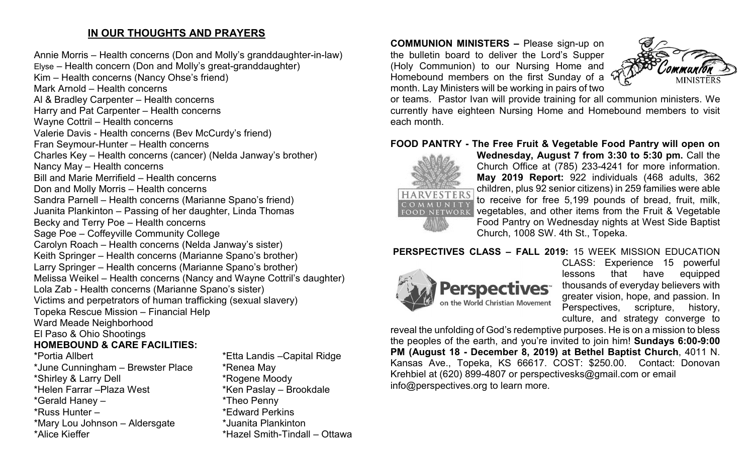## IN OUR THOUGHTS AND PRAYERS

Annie Morris – Health concerns (Don and Molly's granddaughter-in-law)
Elyse – Health concern (Don and Molly's great-granddaughter)
Kim – Health concerns (Nancy Ohse's friend)
Mark Arnold – Health concerns
Al & Bradley Carpenter – Health concerns
Harry and Pat Carpenter – Health concerns
Wayne Cottril – Health concerns
Valerie Davis - Health concerns (Bev McCurdy's friend)
Fran Seymour-Hunter – Health concerns
Charles Key – Health concerns (cancer) (Nelda Janway's brother)
Nancy May – Health concerns
Bill and Marie Merrifield – Health concerns
Don and Molly Morris – Health concerns
Sandra Parnell – Health concerns (Marianne Spano's friend)
Juanita Plankinton – Passing of her daughter, Linda Thomas
Becky and Terry Poe – Health concerns
Sage Poe – Coffeyville Community College
Carolyn Roach – Health concerns (Nelda Janway's sister)
Keith Springer – Health concerns (Marianne Spano's brother)
Larry Springer – Health concerns (Marianne Spano's brother)
Melissa Weikel – Health concerns (Nancy and Wayne Cottril's daughter)
Lola Zab - Health concerns (Marianne Spano's sister)
Victims and perpetrators of human trafficking (sexual slavery)
Topeka Rescue Mission – Financial Help
Ward Meade Neighborhood
El Paso & Ohio Shootings

**HOMEBOUND & CARE FACILITIES:**

*Portia Allbert
*June Cunningham – Brewster Place
*Shirley & Larry Dell
*Helen Farrar –Plaza West
*Gerald Haney –
*Russ Hunter –
*Mary Lou Johnson – Aldersgate
*Alice Kieffer
*Etta Landis –Capital Ridge
*Renea May
*Rogene Moody
*Ken Paslay – Brookdale
*Theo Penny
*Edward Perkins
*Juanita Plankinton
*Hazel Smith-Tindall – Ottawa

**COMMUNION MINISTERS –** Please sign-up on the bulletin board to deliver the Lord's Supper (Holy Communion) to our Nursing Home and Homebound members on the first Sunday of a month. Lay Ministers will be working in pairs of two or teams. Pastor Ivan will provide training for all communion ministers. We currently have eighteen Nursing Home and Homebound members to visit each month.

**FOOD PANTRY - The Free Fruit & Vegetable Food Pantry will open on Wednesday, August 7 from 3:30 to 5:30 pm.** Call the Church Office at (785) 233-4241 for more information. **May 2019 Report:** 922 individuals (468 adults, 362 children, plus 92 senior citizens) in 259 families were able to receive for free 5,199 pounds of bread, fruit, milk, vegetables, and other items from the Fruit & Vegetable Food Pantry on Wednesday nights at West Side Baptist Church, 1008 SW. 4th St., Topeka.

**PERSPECTIVES CLASS – FALL 2019:** 15 WEEK MISSION EDUCATION CLASS: Experience 15 powerful lessons that have equipped thousands of everyday believers with greater vision, hope, and passion. In Perspectives, scripture, history, culture, and strategy converge to reveal the unfolding of God's redemptive purposes. He is on a mission to bless the peoples of the earth, and you're invited to join him! **Sundays 6:00-9:00 PM (August 18 - December 8, 2019) at Bethel Baptist Church**, 4011 N. Kansas Ave., Topeka, KS 66617. COST: $250.00. Contact: Donovan Krehbiel at (620) 899-4807 or perspectivesks@gmail.com or email info@perspectives.org to learn more.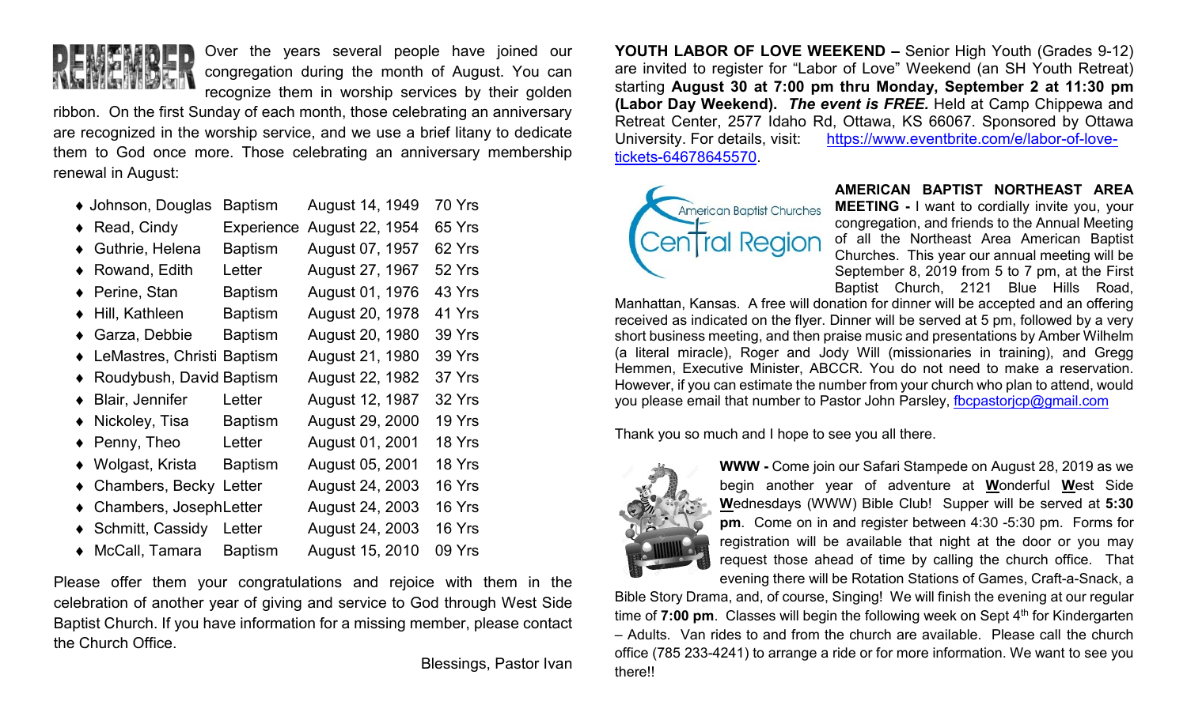# REMEMBER

Over the years several people have joined our congregation during the month of August. You can recognize them in worship services by their golden ribbon. On the first Sunday of each month, those celebrating an anniversary are recognized in the worship service, and we use a brief litany to dedicate them to God once more. Those celebrating an anniversary membership renewal in August:

| | | | |
|---|---|---|---|
| ♦ Johnson, Douglas | Baptism | August 14, 1949 | 70 Yrs |
| ♦ Read, Cindy | Experience | August 22, 1954 | 65 Yrs |
| ♦ Guthrie, Helena | Baptism | August 07, 1957 | 62 Yrs |
| ♦ Rowand, Edith | Letter | August 27, 1967 | 52 Yrs |
| ♦ Perine, Stan | Baptism | August 01, 1976 | 43 Yrs |
| ♦ Hill, Kathleen | Baptism | August 20, 1978 | 41 Yrs |
| ♦ Garza, Debbie | Baptism | August 20, 1980 | 39 Yrs |
| ♦ LeMastres, Christi | Baptism | August 21, 1980 | 39 Yrs |
| ♦ Roudybush, David | Baptism | August 22, 1982 | 37 Yrs |
| ♦ Blair, Jennifer | Letter | August 12, 1987 | 32 Yrs |
| ♦ Nickoley, Tisa | Baptism | August 29, 2000 | 19 Yrs |
| ♦ Penny, Theo | Letter | August 01, 2001 | 18 Yrs |
| ♦ Wolgast, Krista | Baptism | August 05, 2001 | 18 Yrs |
| ♦ Chambers, Becky | Letter | August 24, 2003 | 16 Yrs |
| ♦ Chambers, Joseph | Letter | August 24, 2003 | 16 Yrs |
| ♦ Schmitt, Cassidy | Letter | August 24, 2003 | 16 Yrs |
| ♦ McCall, Tamara | Baptism | August 15, 2010 | 09 Yrs |

Please offer them your congratulations and rejoice with them in the celebration of another year of giving and service to God through West Side Baptist Church. If you have information for a missing member, please contact the Church Office.

Blessings, Pastor Ivan

**YOUTH LABOR OF LOVE WEEKEND –** Senior High Youth (Grades 9-12) are invited to register for "Labor of Love" Weekend (an SH Youth Retreat) starting **August 30 at 7:00 pm thru Monday, September 2 at 11:30 pm (Labor Day Weekend).** ***The event is FREE.*** Held at Camp Chippewa and Retreat Center, 2577 Idaho Rd, Ottawa, KS 66067. Sponsored by Ottawa University. For details, visit: https://www.eventbrite.com/e/labor-of-love-tickets-64678645570.

American Baptist Churches Central Region

**AMERICAN BAPTIST NORTHEAST AREA MEETING -** I want to cordially invite you, your congregation, and friends to the Annual Meeting of all the Northeast Area American Baptist Churches. This year our annual meeting will be September 8, 2019 from 5 to 7 pm, at the First Baptist Church, 2121 Blue Hills Road, Manhattan, Kansas. A free will donation for dinner will be accepted and an offering received as indicated on the flyer. Dinner will be served at 5 pm, followed by a very short business meeting, and then praise music and presentations by Amber Wilhelm (a literal miracle), Roger and Jody Will (missionaries in training), and Gregg Hemmen, Executive Minister, ABCCR. You do not need to make a reservation. However, if you can estimate the number from your church who plan to attend, would you please email that number to Pastor John Parsley, fbcpastorjcp@gmail.com

Thank you so much and I hope to see you all there.

**WWW -** Come join our Safari Stampede on August 28, 2019 as we begin another year of adventure at **W**onderful **W**est Side **W**ednesdays (WWW) Bible Club! Supper will be served at **5:30 pm**. Come on in and register between 4:30 -5:30 pm. Forms for registration will be available that night at the door or you may request those ahead of time by calling the church office. That evening there will be Rotation Stations of Games, Craft-a-Snack, a Bible Story Drama, and, of course, Singing! We will finish the evening at our regular time of **7:00 pm**. Classes will begin the following week on Sept 4th for Kindergarten – Adults. Van rides to and from the church are available. Please call the church office (785 233-4241) to arrange a ride or for more information. We want to see you there!!